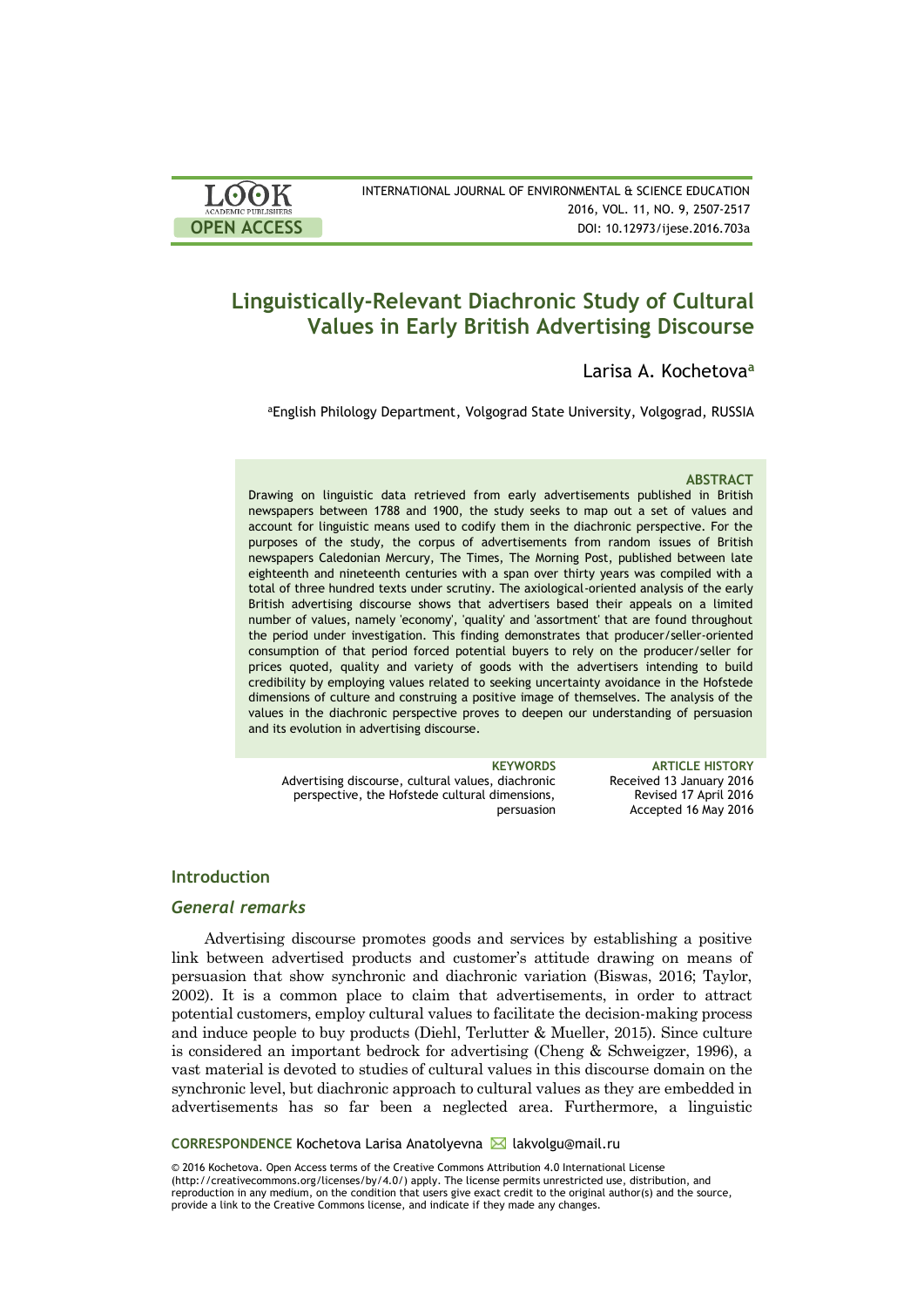LOOK ACADEMIC PUBLISHERS

OPEN ACCESS

INTERNATIONAL JOURNAL OF ENVIRONMENTAL & SCIENCE EDUCATION
2016, VOL. 11, NO. 9, 2507-2517
DOI: 10.12973/ijese.2016.703a

# Linguistically-Relevant Diachronic Study of Cultural Values in Early British Advertising Discourse

Larisa A. Kochetova[a]

[a]English Philology Department, Volgograd State University, Volgograd, RUSSIA

### ABSTRACT

Drawing on linguistic data retrieved from early advertisements published in British newspapers between 1788 and 1900, the study seeks to map out a set of values and account for linguistic means used to codify them in the diachronic perspective. For the purposes of the study, the corpus of advertisements from random issues of British newspapers Caledonian Mercury, The Times, The Morning Post, published between late eighteenth and nineteenth centuries with a span over thirty years was compiled with a total of three hundred texts under scrutiny. The axiological-oriented analysis of the early British advertising discourse shows that advertisers based their appeals on a limited number of values, namely 'economy', 'quality' and 'assortment' that are found throughout the period under investigation. This finding demonstrates that producer/seller-oriented consumption of that period forced potential buyers to rely on the producer/seller for prices quoted, quality and variety of goods with the advertisers intending to build credibility by employing values related to seeking uncertainty avoidance in the Hofstede dimensions of culture and construing a positive image of themselves. The analysis of the values in the diachronic perspective proves to deepen our understanding of persuasion and its evolution in advertising discourse.

**KEYWORDS**
Advertising discourse, cultural values, diachronic perspective, the Hofstede cultural dimensions, persuasion

**ARTICLE HISTORY**
Received 13 January 2016
Revised 17 April 2016
Accepted 16 May 2016

## Introduction

### *General remarks*

Advertising discourse promotes goods and services by establishing a positive link between advertised products and customer's attitude drawing on means of persuasion that show synchronic and diachronic variation (Biswas, 2016; Taylor, 2002). It is a common place to claim that advertisements, in order to attract potential customers, employ cultural values to facilitate the decision-making process and induce people to buy products (Diehl, Terlutter & Mueller, 2015). Since culture is considered an important bedrock for advertising (Cheng & Schweigzer, 1996), a vast material is devoted to studies of cultural values in this discourse domain on the synchronic level, but diachronic approach to cultural values as they are embedded in advertisements has so far been a neglected area. Furthermore, a linguistic

**CORRESPONDENCE** Kochetova Larisa Anatolyevna ✉ lakvolgu@mail.ru

© 2016 Kochetova. Open Access terms of the Creative Commons Attribution 4.0 International License (http://creativecommons.org/licenses/by/4.0/) apply. The license permits unrestricted use, distribution, and reproduction in any medium, on the condition that users give exact credit to the original author(s) and the source, provide a link to the Creative Commons license, and indicate if they made any changes.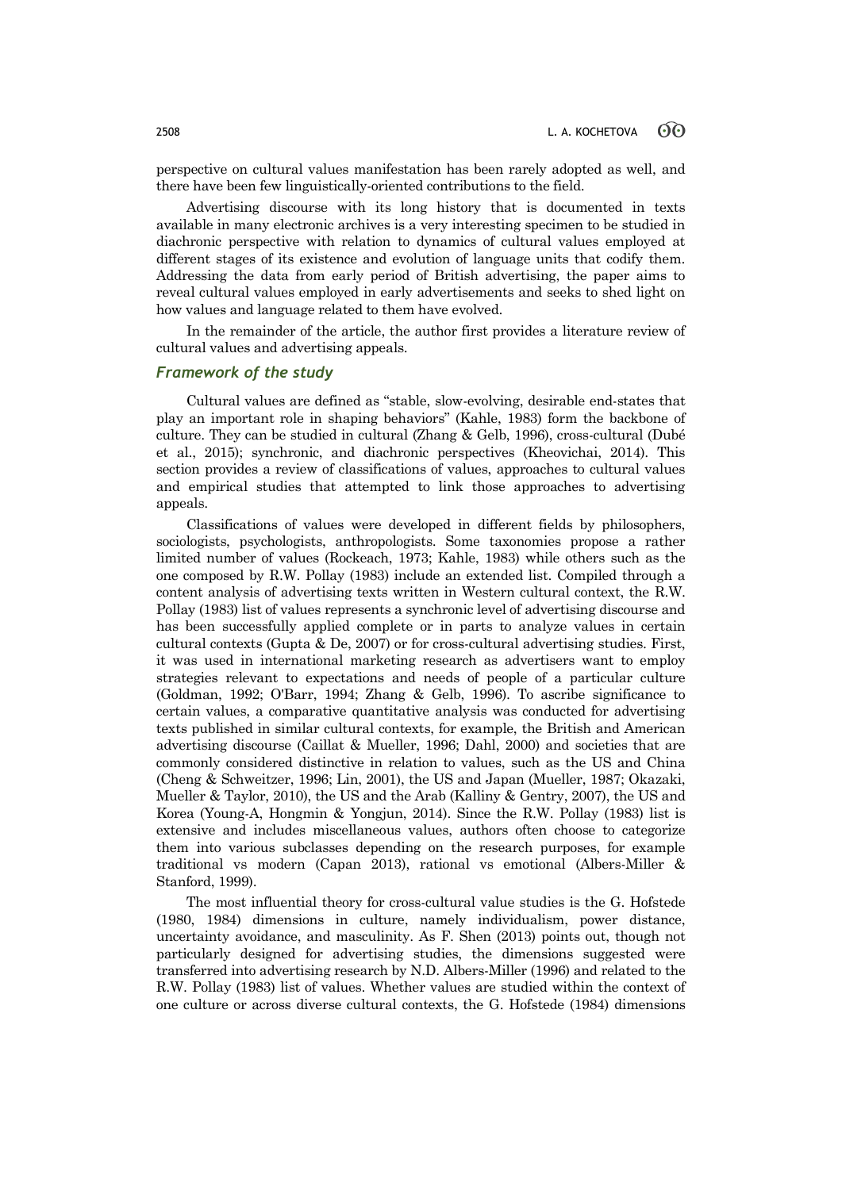perspective on cultural values manifestation has been rarely adopted as well, and there have been few linguistically-oriented contributions to the field.

Advertising discourse with its long history that is documented in texts available in many electronic archives is a very interesting specimen to be studied in diachronic perspective with relation to dynamics of cultural values employed at different stages of its existence and evolution of language units that codify them. Addressing the data from early period of British advertising, the paper aims to reveal cultural values employed in early advertisements and seeks to shed light on how values and language related to them have evolved.

In the remainder of the article, the author first provides a literature review of cultural values and advertising appeals.

### *Framework of the study*

Cultural values are defined as "stable, slow-evolving, desirable end-states that play an important role in shaping behaviors" (Kahle, 1983) form the backbone of culture. They can be studied in cultural (Zhang & Gelb, 1996), cross-cultural (Dubé et al., 2015); synchronic, and diachronic perspectives (Kheovichai, 2014). This section provides a review of classifications of values, approaches to cultural values and empirical studies that attempted to link those approaches to advertising appeals.

Classifications of values were developed in different fields by philosophers, sociologists, psychologists, anthropologists. Some taxonomies propose a rather limited number of values (Rockeach, 1973; Kahle, 1983) while others such as the one composed by R.W. Pollay (1983) include an extended list. Compiled through a content analysis of advertising texts written in Western cultural context, the R.W. Pollay (1983) list of values represents a synchronic level of advertising discourse and has been successfully applied complete or in parts to analyze values in certain cultural contexts (Gupta & De, 2007) or for cross-cultural advertising studies. First, it was used in international marketing research as advertisers want to employ strategies relevant to expectations and needs of people of a particular culture (Goldman, 1992; O'Barr, 1994; Zhang & Gelb, 1996). To ascribe significance to certain values, a comparative quantitative analysis was conducted for advertising texts published in similar cultural contexts, for example, the British and American advertising discourse (Caillat & Mueller, 1996; Dahl, 2000) and societies that are commonly considered distinctive in relation to values, such as the US and China (Cheng & Schweitzer, 1996; Lin, 2001), the US and Japan (Mueller, 1987; Okazaki, Mueller & Taylor, 2010), the US and the Arab (Kalliny & Gentry, 2007), the US and Korea (Young-A, Hongmin & Yongjun, 2014). Since the R.W. Pollay (1983) list is extensive and includes miscellaneous values, authors often choose to categorize them into various subclasses depending on the research purposes, for example traditional vs modern (Capan 2013), rational vs emotional (Albers-Miller & Stanford, 1999).

The most influential theory for cross-cultural value studies is the G. Hofstede (1980, 1984) dimensions in culture, namely individualism, power distance, uncertainty avoidance, and masculinity. As F. Shen (2013) points out, though not particularly designed for advertising studies, the dimensions suggested were transferred into advertising research by N.D. Albers-Miller (1996) and related to the R.W. Pollay (1983) list of values. Whether values are studied within the context of one culture or across diverse cultural contexts, the G. Hofstede (1984) dimensions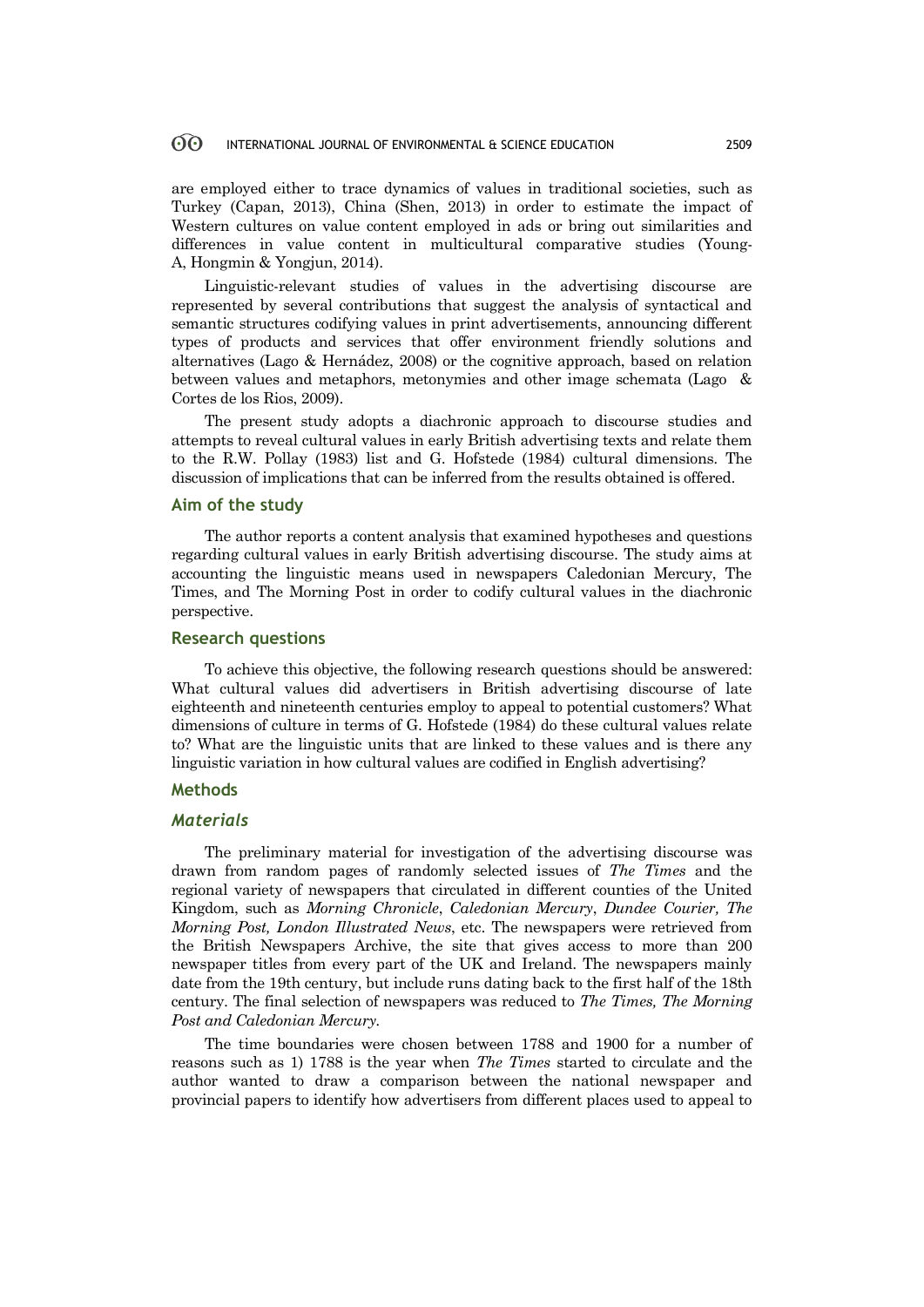are employed either to trace dynamics of values in traditional societies, such as Turkey (Capan, 2013), China (Shen, 2013) in order to estimate the impact of Western cultures on value content employed in ads or bring out similarities and differences in value content in multicultural comparative studies (Young-A, Hongmin & Yongjun, 2014).

Linguistic-relevant studies of values in the advertising discourse are represented by several contributions that suggest the analysis of syntactical and semantic structures codifying values in print advertisements, announcing different types of products and services that offer environment friendly solutions and alternatives (Lago & Hernádez, 2008) or the cognitive approach, based on relation between values and metaphors, metonymies and other image schemata (Lago & Cortes de los Rios, 2009).

The present study adopts a diachronic approach to discourse studies and attempts to reveal cultural values in early British advertising texts and relate them to the R.W. Pollay (1983) list and G. Hofstede (1984) cultural dimensions. The discussion of implications that can be inferred from the results obtained is offered.

## Aim of the study

The author reports a content analysis that examined hypotheses and questions regarding cultural values in early British advertising discourse. The study aims at accounting the linguistic means used in newspapers Caledonian Mercury, The Times, and The Morning Post in order to codify cultural values in the diachronic perspective.

## Research questions

To achieve this objective, the following research questions should be answered: What cultural values did advertisers in British advertising discourse of late eighteenth and nineteenth centuries employ to appeal to potential customers? What dimensions of culture in terms of G. Hofstede (1984) do these cultural values relate to? What are the linguistic units that are linked to these values and is there any linguistic variation in how cultural values are codified in English advertising?

## Methods

### *Materials*

The preliminary material for investigation of the advertising discourse was drawn from random pages of randomly selected issues of *The Times* and the regional variety of newspapers that circulated in different counties of the United Kingdom, such as *Morning Chronicle*, *Caledonian Mercury*, *Dundee Courier, The Morning Post, London Illustrated News*, etc. The newspapers were retrieved from the British Newspapers Archive, the site that gives access to more than 200 newspaper titles from every part of the UK and Ireland. The newspapers mainly date from the 19th century, but include runs dating back to the first half of the 18th century. The final selection of newspapers was reduced to *The Times, The Morning Post and Caledonian Mercury.*

The time boundaries were chosen between 1788 and 1900 for a number of reasons such as 1) 1788 is the year when *The Times* started to circulate and the author wanted to draw a comparison between the national newspaper and provincial papers to identify how advertisers from different places used to appeal to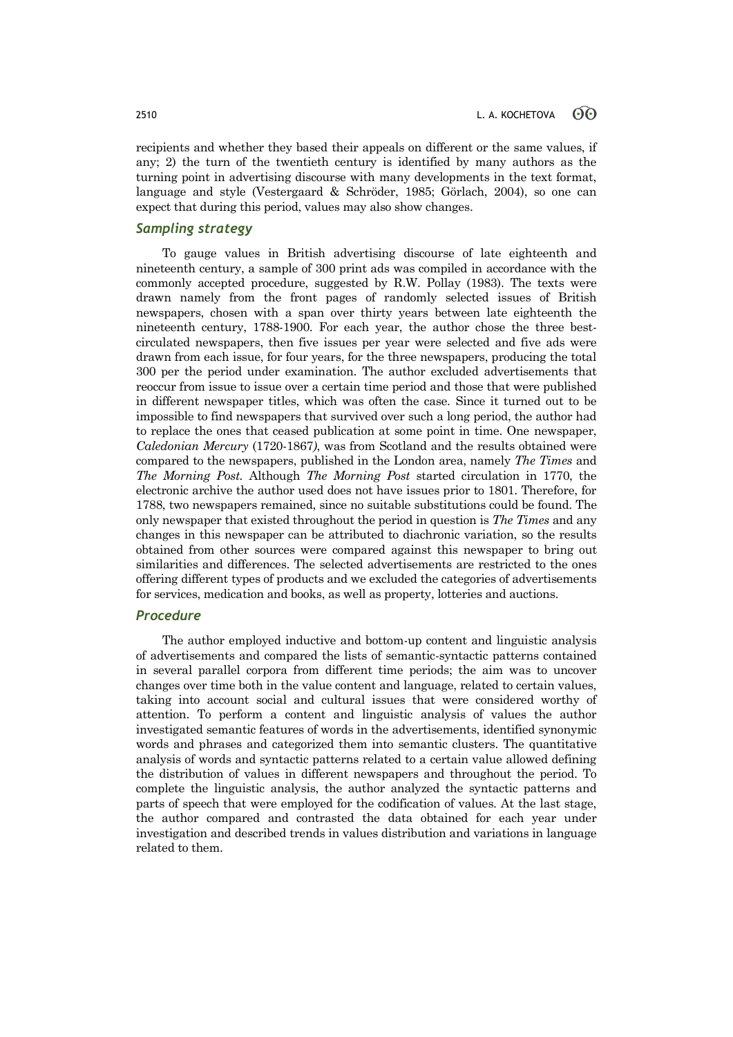recipients and whether they based their appeals on different or the same values, if any; 2) the turn of the twentieth century is identified by many authors as the turning point in advertising discourse with many developments in the text format, language and style (Vestergaard & Schröder, 1985; Görlach, 2004), so one can expect that during this period, values may also show changes.

### *Sampling strategy*

To gauge values in British advertising discourse of late eighteenth and nineteenth century, a sample of 300 print ads was compiled in accordance with the commonly accepted procedure, suggested by R.W. Pollay (1983). The texts were drawn namely from the front pages of randomly selected issues of British newspapers, chosen with a span over thirty years between late eighteenth the nineteenth century, 1788-1900. For each year, the author chose the three best-circulated newspapers, then five issues per year were selected and five ads were drawn from each issue, for four years, for the three newspapers, producing the total 300 per the period under examination. The author excluded advertisements that reoccur from issue to issue over a certain time period and those that were published in different newspaper titles, which was often the case. Since it turned out to be impossible to find newspapers that survived over such a long period, the author had to replace the ones that ceased publication at some point in time. One newspaper, *Caledonian Mercury* (1720-1867), was from Scotland and the results obtained were compared to the newspapers, published in the London area, namely *The Times* and *The Morning Post*. Although *The Morning Post* started circulation in 1770, the electronic archive the author used does not have issues prior to 1801. Therefore, for 1788, two newspapers remained, since no suitable substitutions could be found. The only newspaper that existed throughout the period in question is *The Times* and any changes in this newspaper can be attributed to diachronic variation, so the results obtained from other sources were compared against this newspaper to bring out similarities and differences. The selected advertisements are restricted to the ones offering different types of products and we excluded the categories of advertisements for services, medication and books, as well as property, lotteries and auctions.

### *Procedure*

The author employed inductive and bottom-up content and linguistic analysis of advertisements and compared the lists of semantic-syntactic patterns contained in several parallel corpora from different time periods; the aim was to uncover changes over time both in the value content and language, related to certain values, taking into account social and cultural issues that were considered worthy of attention. To perform a content and linguistic analysis of values the author investigated semantic features of words in the advertisements, identified synonymic words and phrases and categorized them into semantic clusters. The quantitative analysis of words and syntactic patterns related to a certain value allowed defining the distribution of values in different newspapers and throughout the period. To complete the linguistic analysis, the author analyzed the syntactic patterns and parts of speech that were employed for the codification of values. At the last stage, the author compared and contrasted the data obtained for each year under investigation and described trends in values distribution and variations in language related to them.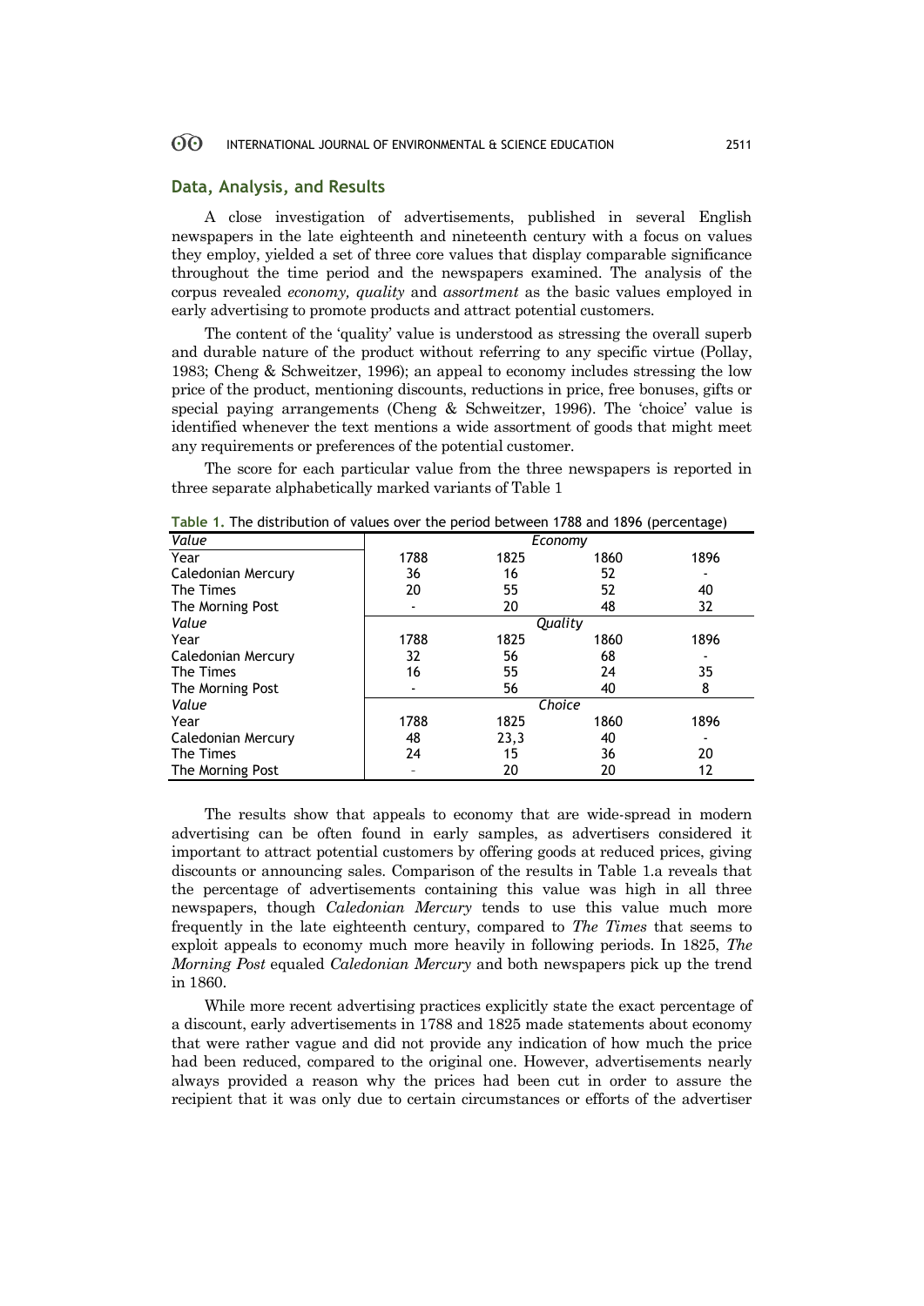## Data, Analysis, and Results

A close investigation of advertisements, published in several English newspapers in the late eighteenth and nineteenth century with a focus on values they employ, yielded a set of three core values that display comparable significance throughout the time period and the newspapers examined. The analysis of the corpus revealed *economy, quality* and *assortment* as the basic values employed in early advertising to promote products and attract potential customers.

The content of the 'quality' value is understood as stressing the overall superb and durable nature of the product without referring to any specific virtue (Pollay, 1983; Cheng & Schweitzer, 1996); an appeal to economy includes stressing the low price of the product, mentioning discounts, reductions in price, free bonuses, gifts or special paying arrangements (Cheng & Schweitzer, 1996). The 'choice' value is identified whenever the text mentions a wide assortment of goods that might meet any requirements or preferences of the potential customer.

The score for each particular value from the three newspapers is reported in three separate alphabetically marked variants of Table 1

**Table 1.** The distribution of values over the period between 1788 and 1896 (percentage)

| *Value* | *Economy* | | | |
|---|---|---|---|---|
| Year | 1788 | 1825 | 1860 | 1896 |
| Caledonian Mercury | 36 | 16 | 52 | - |
| The Times | 20 | 55 | 52 | 40 |
| The Morning Post | - | 20 | 48 | 32 |
| *Value* | *Quality* | | | |
| Year | 1788 | 1825 | 1860 | 1896 |
| Caledonian Mercury | 32 | 56 | 68 | - |
| The Times | 16 | 55 | 24 | 35 |
| The Morning Post | - | 56 | 40 | 8 |
| *Value* | *Choice* | | | |
| Year | 1788 | 1825 | 1860 | 1896 |
| Caledonian Mercury | 48 | 23,3 | 40 | - |
| The Times | 24 | 15 | 36 | 20 |
| The Morning Post | - | 20 | 20 | 12 |

The results show that appeals to economy that are wide-spread in modern advertising can be often found in early samples, as advertisers considered it important to attract potential customers by offering goods at reduced prices, giving discounts or announcing sales. Comparison of the results in Table 1.a reveals that the percentage of advertisements containing this value was high in all three newspapers, though *Caledonian Mercury* tends to use this value much more frequently in the late eighteenth century, compared to *The Times* that seems to exploit appeals to economy much more heavily in following periods. In 1825, *The Morning Post* equaled *Caledonian Mercury* and both newspapers pick up the trend in 1860.

While more recent advertising practices explicitly state the exact percentage of a discount, early advertisements in 1788 and 1825 made statements about economy that were rather vague and did not provide any indication of how much the price had been reduced, compared to the original one. However, advertisements nearly always provided a reason why the prices had been cut in order to assure the recipient that it was only due to certain circumstances or efforts of the advertiser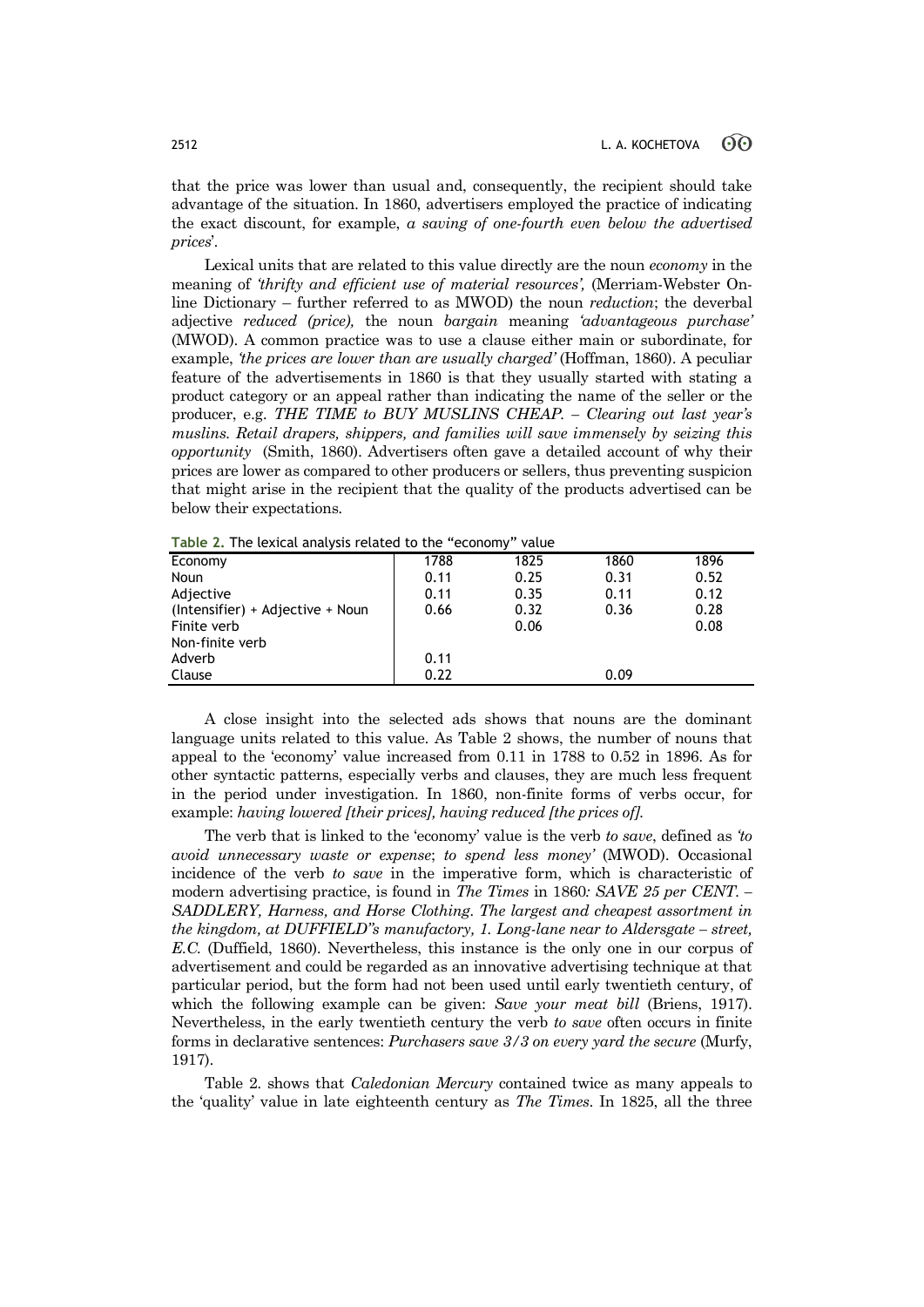that the price was lower than usual and, consequently, the recipient should take advantage of the situation. In 1860, advertisers employed the practice of indicating the exact discount, for example, *a saving of one-fourth even below the advertised prices*'.

Lexical units that are related to this value directly are the noun *economy* in the meaning of *'thrifty and efficient use of material resources',* (Merriam-Webster On-line Dictionary – further referred to as MWOD) the noun *reduction*; the deverbal adjective *reduced (price),* the noun *bargain* meaning *'advantageous purchase'* (MWOD). A common practice was to use a clause either main or subordinate, for example, *'the prices are lower than are usually charged'* (Hoffman, 1860). A peculiar feature of the advertisements in 1860 is that they usually started with stating a product category or an appeal rather than indicating the name of the seller or the producer, e.g. *THE TIME to BUY MUSLINS CHEAP. – Clearing out last year's muslins. Retail drapers, shippers, and families will save immensely by seizing this opportunity* (Smith, 1860). Advertisers often gave a detailed account of why their prices are lower as compared to other producers or sellers, thus preventing suspicion that might arise in the recipient that the quality of the products advertised can be below their expectations.

**Table 2.** The lexical analysis related to the "economy" value

| Economy | 1788 | 1825 | 1860 | 1896 |
|---|---|---|---|---|
| Noun | 0.11 | 0.25 | 0.31 | 0.52 |
| Adjective | 0.11 | 0.35 | 0.11 | 0.12 |
| (Intensifier) + Adjective + Noun | 0.66 | 0.32 | 0.36 | 0.28 |
| Finite verb | | 0.06 | | 0.08 |
| Non-finite verb | | | | |
| Adverb | 0.11 | | | |
| Clause | 0.22 | | 0.09 | |

A close insight into the selected ads shows that nouns are the dominant language units related to this value. As Table 2 shows, the number of nouns that appeal to the 'economy' value increased from 0.11 in 1788 to 0.52 in 1896. As for other syntactic patterns, especially verbs and clauses, they are much less frequent in the period under investigation. In 1860, non-finite forms of verbs occur, for example: *having lowered [their prices], having reduced [the prices of].*

The verb that is linked to the 'economy' value is the verb *to save*, defined as *'to avoid unnecessary waste or expense*; *to spend less money'* (MWOD). Occasional incidence of the verb *to save* in the imperative form, which is characteristic of modern advertising practice, is found in *The Times* in 1860*: SAVE 25 per CENT. – SADDLERY, Harness, and Horse Clothing. The largest and cheapest assortment in the kingdom, at DUFFIELD"s manufactory, 1. Long-lane near to Aldersgate – street, E.C.* (Duffield, 1860). Nevertheless, this instance is the only one in our corpus of advertisement and could be regarded as an innovative advertising technique at that particular period, but the form had not been used until early twentieth century, of which the following example can be given: *Save your meat bill* (Briens, 1917). Nevertheless, in the early twentieth century the verb *to save* often occurs in finite forms in declarative sentences: *Purchasers save 3/3 on every yard the secure* (Murfy, 1917).

Table 2. shows that *Caledonian Mercury* contained twice as many appeals to the 'quality' value in late eighteenth century as *The Times*. In 1825, all the three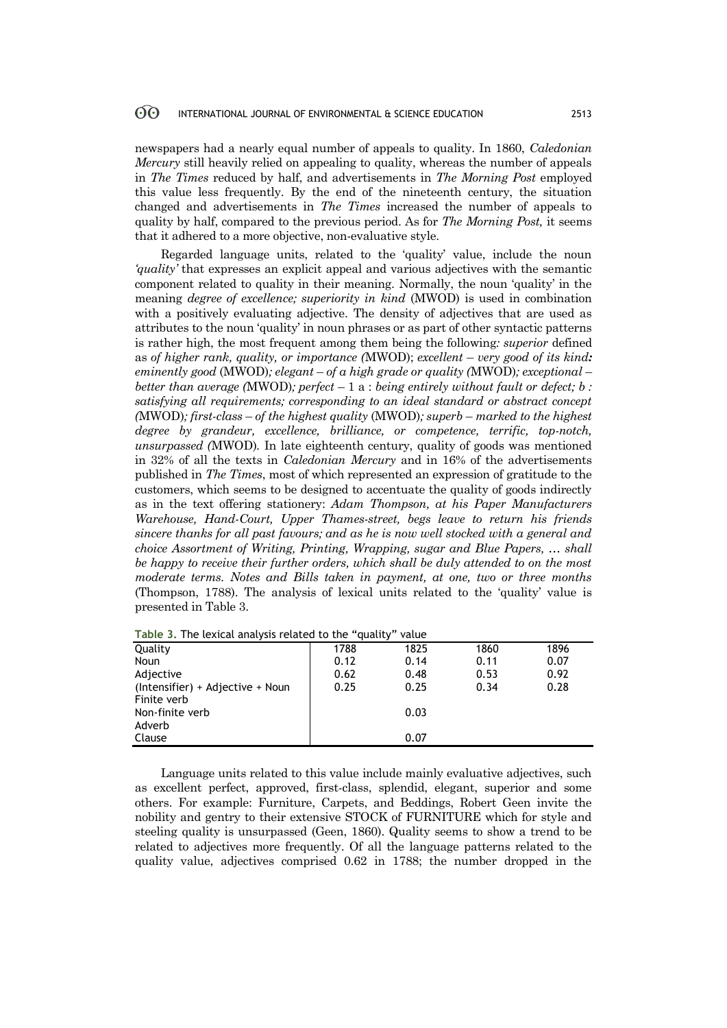newspapers had a nearly equal number of appeals to quality. In 1860, *Caledonian Mercury* still heavily relied on appealing to quality, whereas the number of appeals in *The Times* reduced by half, and advertisements in *The Morning Post* employed this value less frequently. By the end of the nineteenth century, the situation changed and advertisements in *The Times* increased the number of appeals to quality by half, compared to the previous period. As for *The Morning Post,* it seems that it adhered to a more objective, non-evaluative style.

Regarded language units, related to the 'quality' value, include the noun *'quality'* that expresses an explicit appeal and various adjectives with the semantic component related to quality in their meaning. Normally, the noun 'quality' in the meaning *degree of excellence; superiority in kind* (MWOD) is used in combination with a positively evaluating adjective. The density of adjectives that are used as attributes to the noun 'quality' in noun phrases or as part of other syntactic patterns is rather high, the most frequent among them being the following*: superior* defined as *of higher rank, quality, or importance (*MWOD); *excellent – very good of its kind: eminently good* (MWOD)*; elegant – of a high grade or quality (*MWOD)*; exceptional – better than average (*MWOD)*; perfect –* 1 a : *being entirely without fault or defect; b : satisfying all requirements; corresponding to an ideal standard or abstract concept (*MWOD)*; first-class – of the highest quality* (MWOD)*; superb – marked to the highest degree by grandeur, excellence, brilliance, or competence, terrific, top-notch, unsurpassed (*MWOD). In late eighteenth century, quality of goods was mentioned in 32% of all the texts in *Caledonian Mercury* and in 16% of the advertisements published in *The Times*, most of which represented an expression of gratitude to the customers, which seems to be designed to accentuate the quality of goods indirectly as in the text offering stationery: *Adam Thompson, at his Paper Manufacturers Warehouse, Hand-Court, Upper Thames-street, begs leave to return his friends sincere thanks for all past favours; and as he is now well stocked with a general and choice Assortment of Writing, Printing, Wrapping, sugar and Blue Papers, … shall be happy to receive their further orders, which shall be duly attended to on the most moderate terms. Notes and Bills taken in payment, at one, two or three months* (Thompson, 1788). The analysis of lexical units related to the 'quality' value is presented in Table 3.

**Table 3.** The lexical analysis related to the "quality" value

| Quality | 1788 | 1825 | 1860 | 1896 |
|---|---|---|---|---|
| Noun | 0.12 | 0.14 | 0.11 | 0.07 |
| Adjective | 0.62 | 0.48 | 0.53 | 0.92 |
| (Intensifier) + Adjective + Noun | 0.25 | 0.25 | 0.34 | 0.28 |
| Finite verb | | | | |
| Non-finite verb | | 0.03 | | |
| Adverb | | | | |
| Clause | | 0.07 | | |

Language units related to this value include mainly evaluative adjectives, such as excellent perfect, approved, first-class, splendid, elegant, superior and some others. For example: Furniture, Carpets, and Beddings, Robert Geen invite the nobility and gentry to their extensive STOCK of FURNITURE which for style and steeling quality is unsurpassed (Geen, 1860). Quality seems to show a trend to be related to adjectives more frequently. Of all the language patterns related to the quality value, adjectives comprised 0.62 in 1788; the number dropped in the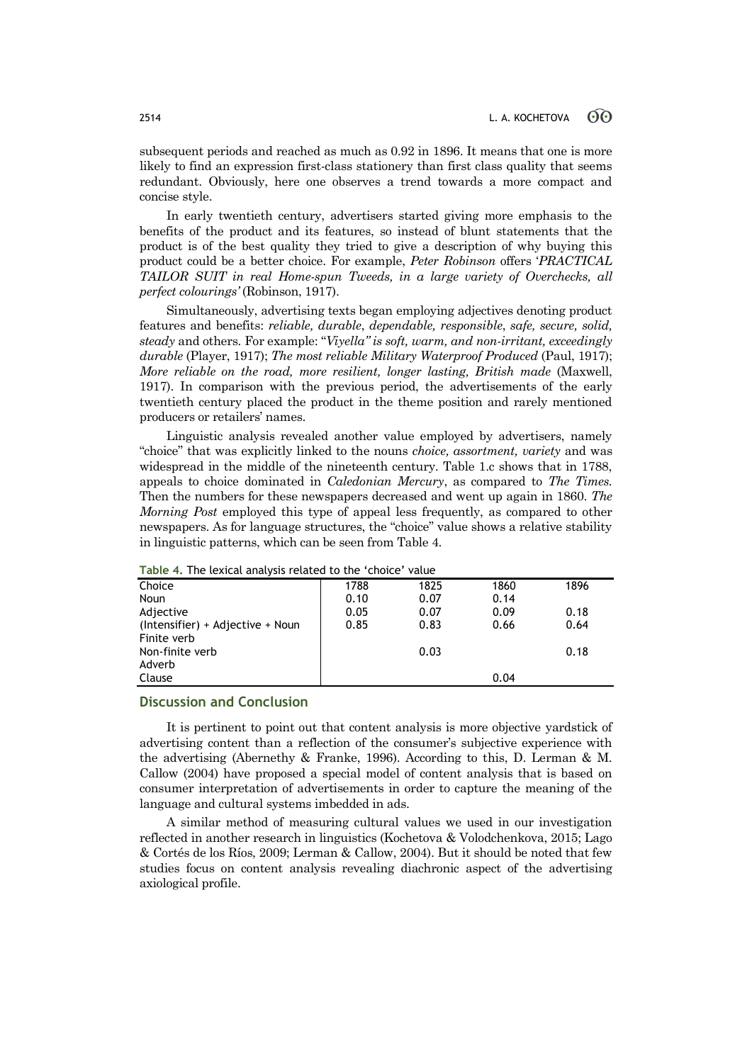subsequent periods and reached as much as 0.92 in 1896. It means that one is more likely to find an expression first-class stationery than first class quality that seems redundant. Obviously, here one observes a trend towards a more compact and concise style.

In early twentieth century, advertisers started giving more emphasis to the benefits of the product and its features, so instead of blunt statements that the product is of the best quality they tried to give a description of why buying this product could be a better choice. For example, *Peter Robinson* offers '*PRACTICAL TAILOR SUIT in real Home-spun Tweeds, in a large variety of Overchecks, all perfect colourings'* (Robinson, 1917).

Simultaneously, advertising texts began employing adjectives denoting product features and benefits: *reliable, durable*, *dependable, responsible*, *safe, secure, solid, steady* and others. For example: "*Viyella" is soft, warm, and non-irritant, exceedingly durable* (Player, 1917); *The most reliable Military Waterproof Produced* (Paul, 1917); *More reliable on the road, more resilient, longer lasting, British made* (Maxwell, 1917). In comparison with the previous period, the advertisements of the early twentieth century placed the product in the theme position and rarely mentioned producers or retailers' names.

Linguistic analysis revealed another value employed by advertisers, namely "choice" that was explicitly linked to the nouns *choice, assortment, variety* and was widespread in the middle of the nineteenth century. Table 1.c shows that in 1788, appeals to choice dominated in *Caledonian Mercury*, as compared to *The Times.* Then the numbers for these newspapers decreased and went up again in 1860. *The Morning Post* employed this type of appeal less frequently, as compared to other newspapers. As for language structures, the "choice" value shows a relative stability in linguistic patterns, which can be seen from Table 4.

**Table 4.** The lexical analysis related to the 'choice' value

| Choice | 1788 | 1825 | 1860 | 1896 |
|---|---|---|---|---|
| Noun | 0.10 | 0.07 | 0.14 | |
| Adjective | 0.05 | 0.07 | 0.09 | 0.18 |
| (Intensifier) + Adjective + Noun | 0.85 | 0.83 | 0.66 | 0.64 |
| Finite verb | | | | |
| Non-finite verb | | 0.03 | | 0.18 |
| Adverb | | | | |
| Clause | | | 0.04 | |

## Discussion and Conclusion

It is pertinent to point out that content analysis is more objective yardstick of advertising content than a reflection of the consumer's subjective experience with the advertising (Abernethy & Franke, 1996). According to this, D. Lerman & M. Callow (2004) have proposed a special model of content analysis that is based on consumer interpretation of advertisements in order to capture the meaning of the language and cultural systems imbedded in ads.

A similar method of measuring cultural values we used in our investigation reflected in another research in linguistics (Kochetova & Volodchenkova, 2015; Lago & Cortés de los Ríos, 2009; Lerman & Callow, 2004). But it should be noted that few studies focus on content analysis revealing diachronic aspect of the advertising axiological profile.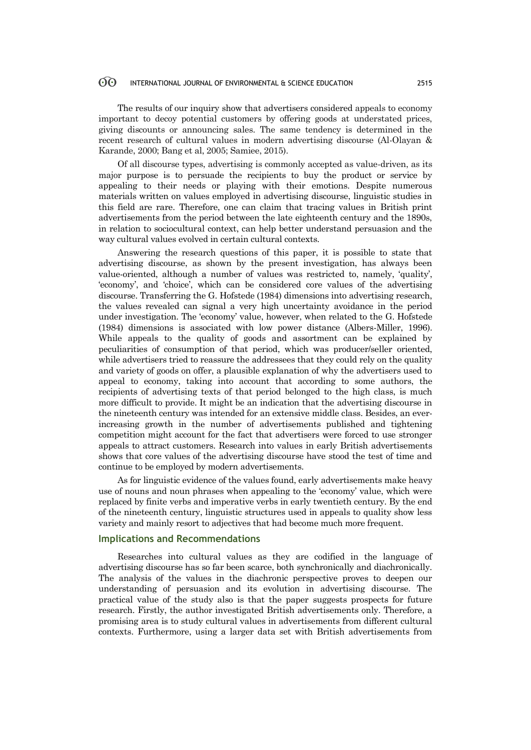The results of our inquiry show that advertisers considered appeals to economy important to decoy potential customers by offering goods at understated prices, giving discounts or announcing sales. The same tendency is determined in the recent research of cultural values in modern advertising discourse (Al-Olayan & Karande, 2000; Bang et al, 2005; Samiee, 2015).

Of all discourse types, advertising is commonly accepted as value-driven, as its major purpose is to persuade the recipients to buy the product or service by appealing to their needs or playing with their emotions. Despite numerous materials written on values employed in advertising discourse, linguistic studies in this field are rare. Therefore, one can claim that tracing values in British print advertisements from the period between the late eighteenth century and the 1890s, in relation to sociocultural context, can help better understand persuasion and the way cultural values evolved in certain cultural contexts.

Answering the research questions of this paper, it is possible to state that advertising discourse, as shown by the present investigation, has always been value-oriented, although a number of values was restricted to, namely, 'quality', 'economy', and 'choice', which can be considered core values of the advertising discourse. Transferring the G. Hofstede (1984) dimensions into advertising research, the values revealed can signal a very high uncertainty avoidance in the period under investigation. The 'economy' value, however, when related to the G. Hofstede (1984) dimensions is associated with low power distance (Albers-Miller, 1996). While appeals to the quality of goods and assortment can be explained by peculiarities of consumption of that period, which was producer/seller oriented, while advertisers tried to reassure the addressees that they could rely on the quality and variety of goods on offer, a plausible explanation of why the advertisers used to appeal to economy, taking into account that according to some authors, the recipients of advertising texts of that period belonged to the high class, is much more difficult to provide. It might be an indication that the advertising discourse in the nineteenth century was intended for an extensive middle class. Besides, an ever-increasing growth in the number of advertisements published and tightening competition might account for the fact that advertisers were forced to use stronger appeals to attract customers. Research into values in early British advertisements shows that core values of the advertising discourse have stood the test of time and continue to be employed by modern advertisements.

As for linguistic evidence of the values found, early advertisements make heavy use of nouns and noun phrases when appealing to the 'economy' value, which were replaced by finite verbs and imperative verbs in early twentieth century. By the end of the nineteenth century, linguistic structures used in appeals to quality show less variety and mainly resort to adjectives that had become much more frequent.

## Implications and Recommendations

Researches into cultural values as they are codified in the language of advertising discourse has so far been scarce, both synchronically and diachronically. The analysis of the values in the diachronic perspective proves to deepen our understanding of persuasion and its evolution in advertising discourse. The practical value of the study also is that the paper suggests prospects for future research. Firstly, the author investigated British advertisements only. Therefore, a promising area is to study cultural values in advertisements from different cultural contexts. Furthermore, using a larger data set with British advertisements from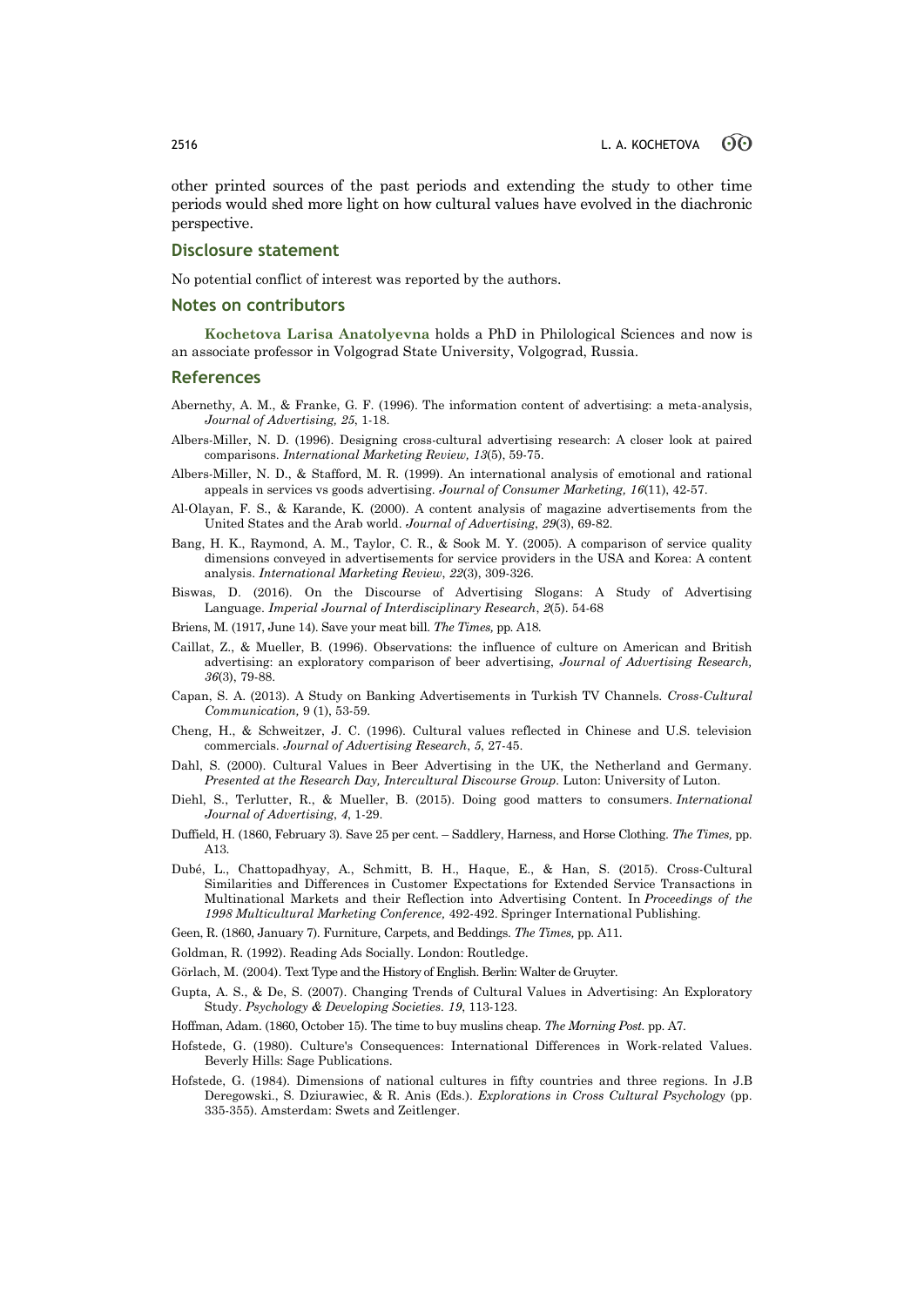other printed sources of the past periods and extending the study to other time periods would shed more light on how cultural values have evolved in the diachronic perspective.

## Disclosure statement

No potential conflict of interest was reported by the authors.

## Notes on contributors

**Kochetova Larisa Anatolyevna** holds a PhD in Philological Sciences and now is an associate professor in Volgograd State University, Volgograd, Russia.

## References

Abernethy, A. M., & Franke, G. F. (1996). The information content of advertising: a meta-analysis, *Journal of Advertising, 25*, 1-18.

Albers-Miller, N. D. (1996). Designing cross-cultural advertising research: A closer look at paired comparisons. *International Marketing Review, 13*(5), 59-75.

Albers-Miller, N. D., & Stafford, M. R. (1999). An international analysis of emotional and rational appeals in services vs goods advertising. *Journal of Consumer Marketing, 16*(11), 42-57.

Al-Olayan, F. S., & Karande, K. (2000). A content analysis of magazine advertisements from the United States and the Arab world. *Journal of Advertising*, *29*(3), 69-82.

Bang, H. K., Raymond, A. M., Taylor, C. R., & Sook M. Y. (2005). A comparison of service quality dimensions conveyed in advertisements for service providers in the USA and Korea: A content analysis. *International Marketing Review*, *22*(3), 309-326.

Biswas, D. (2016). On the Discourse of Advertising Slogans: A Study of Advertising Language. *Imperial Journal of Interdisciplinary Research*, *2*(5). 54-68

Briens, M. (1917, June 14). Save your meat bill. *The Times,* pp. A18.

Caillat, Z., & Mueller, B. (1996). Observations: the influence of culture on American and British advertising: an exploratory comparison of beer advertising, *Journal of Advertising Research, 36*(3), 79-88.

Capan, S. A. (2013). A Study on Banking Advertisements in Turkish TV Channels. *Cross-Cultural Communication,* 9 (1), 53-59.

Cheng, H., & Schweitzer, J. C. (1996). Cultural values reflected in Chinese and U.S. television commercials. *Journal of Advertising Research*, *5*, 27-45.

Dahl, S. (2000). Cultural Values in Beer Advertising in the UK, the Netherland and Germany. *Presented at the Research Day, Intercultural Discourse Group*. Luton: University of Luton.

Diehl, S., Terlutter, R., & Mueller, B. (2015). Doing good matters to consumers. *International Journal of Advertising*, *4*, 1-29.

Duffield, H. (1860, February 3). Save 25 per cent. – Saddlery, Harness, and Horse Clothing. *The Times,* pp. A13.

Dubé, L., Chattopadhyay, A., Schmitt, B. H., Haque, E., & Han, S. (2015). Cross-Cultural Similarities and Differences in Customer Expectations for Extended Service Transactions in Multinational Markets and their Reflection into Advertising Content. In *Proceedings of the 1998 Multicultural Marketing Conference,* 492-492. Springer International Publishing.

Geen, R. (1860, January 7). Furniture, Carpets, and Beddings. *The Times,* pp. A11.

Goldman, R. (1992). Reading Ads Socially. London: Routledge.

Görlach, M. (2004). Text Type and the History of English. Berlin: Walter de Gruyter.

Gupta, A. S., & De, S. (2007). Changing Trends of Cultural Values in Advertising: An Exploratory Study. *Psychology & Developing Societies*. *19*, 113-123.

Hoffman, Adam. (1860, October 15). The time to buy muslins cheap. *The Morning Post.* pp. A7.

Hofstede, G. (1980). Culture's Consequences: International Differences in Work-related Values. Beverly Hills: Sage Publications.

Hofstede, G. (1984). Dimensions of national cultures in fifty countries and three regions. In J.B Deregowski., S. Dziurawiec, & R. Anis (Eds.). *Explorations in Cross Cultural Psychology* (pp. 335-355). Amsterdam: Swets and Zeitlenger.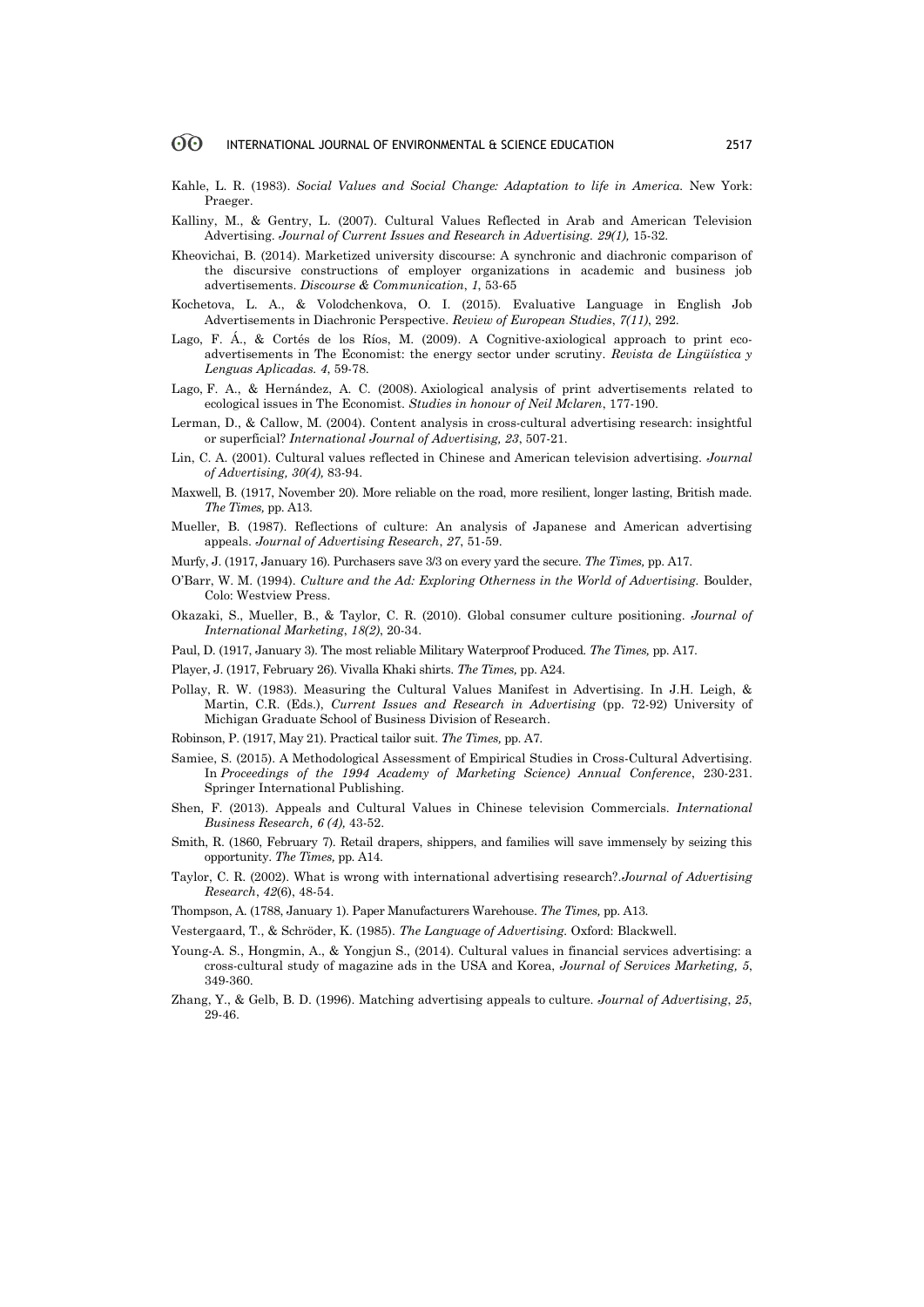Kahle, L. R. (1983). *Social Values and Social Change: Adaptation to life in America.* New York: Praeger.

Kalliny, M., & Gentry, L. (2007). Cultural Values Reflected in Arab and American Television Advertising. *Journal of Current Issues and Research in Advertising. 29(1),* 15-32.

Kheovichai, B. (2014). Marketized university discourse: A synchronic and diachronic comparison of the discursive constructions of employer organizations in academic and business job advertisements. *Discourse & Communication*, *1*, 53-65

Kochetova, L. A., & Volodchenkova, O. I. (2015). Evaluative Language in English Job Advertisements in Diachronic Perspective. *Review of European Studies*, *7(11)*, 292.

Lago, F. Á., & Cortés de los Ríos, M. (2009). A Cognitive-axiological approach to print eco-advertisements in The Economist: the energy sector under scrutiny. *Revista de Lingüística y Lenguas Aplicadas. 4*, 59-78.

Lago, F. A., & Hernández, A. C. (2008). Axiological analysis of print advertisements related to ecological issues in The Economist. *Studies in honour of Neil Mclaren*, 177-190.

Lerman, D., & Callow, M. (2004). Content analysis in cross-cultural advertising research: insightful or superficial? *International Journal of Advertising, 23*, 507-21.

Lin, C. A. (2001). Cultural values reflected in Chinese and American television advertising. *Journal of Advertising, 30(4),* 83-94.

Maxwell, B. (1917, November 20). More reliable on the road, more resilient, longer lasting, British made. *The Times,* pp. A13.

Mueller, B. (1987). Reflections of culture: An analysis of Japanese and American advertising appeals. *Journal of Advertising Research*, *27*, 51-59.

Murfy, J. (1917, January 16). Purchasers save 3/3 on every yard the secure. *The Times,* pp. A17.

O'Barr, W. M. (1994). *Culture and the Ad: Exploring Otherness in the World of Advertising.* Boulder, Colo: Westview Press.

Okazaki, S., Mueller, B., & Taylor, C. R. (2010). Global consumer culture positioning. *Journal of International Marketing*, *18(2)*, 20-34.

Paul, D. (1917, January 3). The most reliable Military Waterproof Produced. *The Times,* pp. A17.

Player, J. (1917, February 26). Vivalla Khaki shirts. *The Times,* pp. A24.

Pollay, R. W. (1983). Measuring the Cultural Values Manifest in Advertising. In J.H. Leigh, & Martin, C.R. (Eds.), *Current Issues and Research in Advertising* (pp. 72-92) University of Michigan Graduate School of Business Division of Research.

Robinson, P. (1917, May 21). Practical tailor suit. *The Times,* pp. A7.

Samiee, S. (2015). A Methodological Assessment of Empirical Studies in Cross-Cultural Advertising. In *Proceedings of the 1994 Academy of Marketing Science) Annual Conference*, 230-231. Springer International Publishing.

Shen, F. (2013). Appeals and Cultural Values in Chinese television Commercials. *International Business Research, 6 (4),* 43-52.

Smith, R. (1860, February 7). Retail drapers, shippers, and families will save immensely by seizing this opportunity. *The Times,* pp. A14.

Taylor, C. R. (2002). What is wrong with international advertising research?.*Journal of Advertising Research*, *42*(6), 48-54.

Thompson, A. (1788, January 1). Paper Manufacturers Warehouse. *The Times,* pp. A13.

Vestergaard, T., & Schröder, K. (1985). *The Language of Advertising.* Oxford: Blackwell.

Young-A. S., Hongmin, A., & Yongjun S., (2014). Cultural values in financial services advertising: a cross-cultural study of magazine ads in the USA and Korea, *Journal of Services Marketing, 5*, 349-360.

Zhang, Y., & Gelb, B. D. (1996). Matching advertising appeals to culture. *Journal of Advertising*, *25*, 29-46.